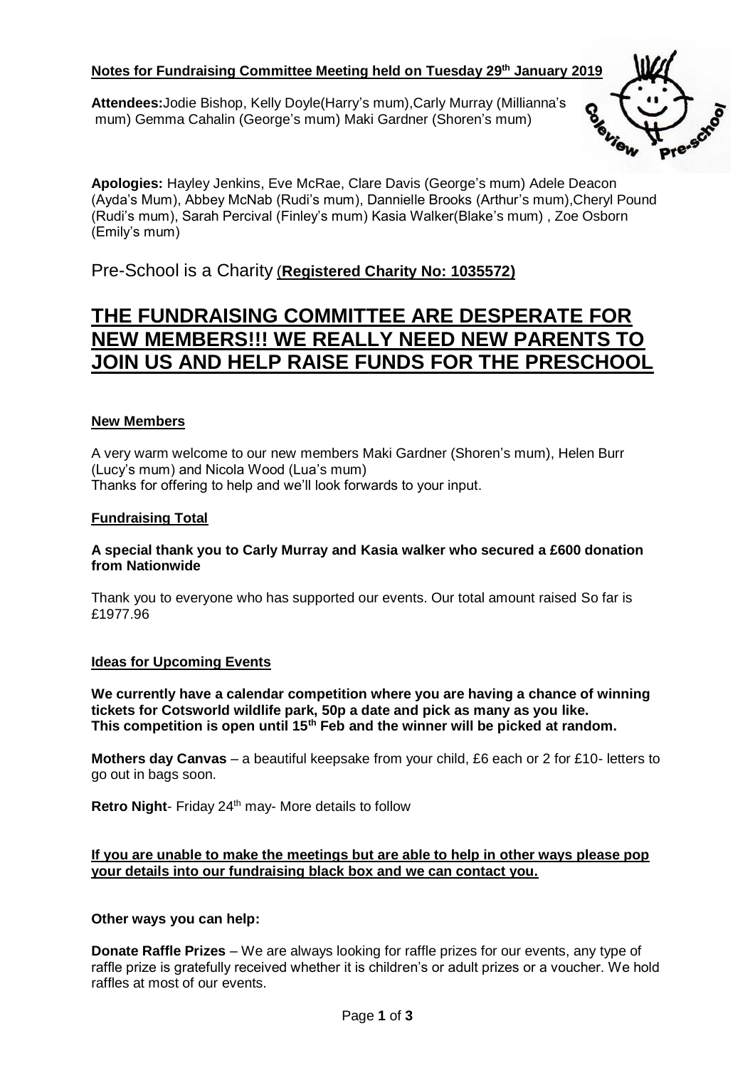**Notes for Fundraising Committee Meeting held on Tuesday 29th January 2019**

**Attendees:**Jodie Bishop, Kelly Doyle(Harry's mum),Carly Murray (Millianna's mum) Gemma Cahalin (George's mum) Maki Gardner (Shoren's mum)

**Apologies:** Hayley Jenkins, Eve McRae, Clare Davis (George's mum) Adele Deacon (Ayda's Mum), Abbey McNab (Rudi's mum), Dannielle Brooks (Arthur's mum),Cheryl Pound (Rudi's mum), Sarah Percival (Finley's mum) Kasia Walker(Blake's mum) , Zoe Osborn (Emily's mum)

Pre-School is a Charity (**Registered Charity No: 1035572)**

# THE FUNDRAISING COMMITTEE ARE DESPERATE FOR NEW MEMBERS!!! WE REALLY NEED NEW PARENTS TO JOIN US AND HELP RAISE FUNDS FOR THE PRESCHOOL

## New Members

A very warm welcome to our new members Maki Gardner (Shoren's mum), Helen Burr (Lucy's mum) and Nicola Wood (Lua's mum)
Thanks for offering to help and we'll look forwards to your input.

## Fundraising Total

**A special thank you to Carly Murray and Kasia walker who secured a £600 donation from Nationwide**

Thank you to everyone who has supported our events. Our total amount raised So far is £1977.96

## Ideas for Upcoming Events

**We currently have a calendar competition where you are having a chance of winning tickets for Cotsworld wildlife park, 50p a date and pick as many as you like. This competition is open until 15th Feb and the winner will be picked at random.**

**Mothers day Canvas** – a beautiful keepsake from your child, £6 each or 2 for £10- letters to go out in bags soon.

**Retro Night**- Friday 24th may- More details to follow

**If you are unable to make the meetings but are able to help in other ways please pop your details into our fundraising black box and we can contact you.**

**Other ways you can help:**

**Donate Raffle Prizes** – We are always looking for raffle prizes for our events, any type of raffle prize is gratefully received whether it is children's or adult prizes or a voucher. We hold raffles at most of our events.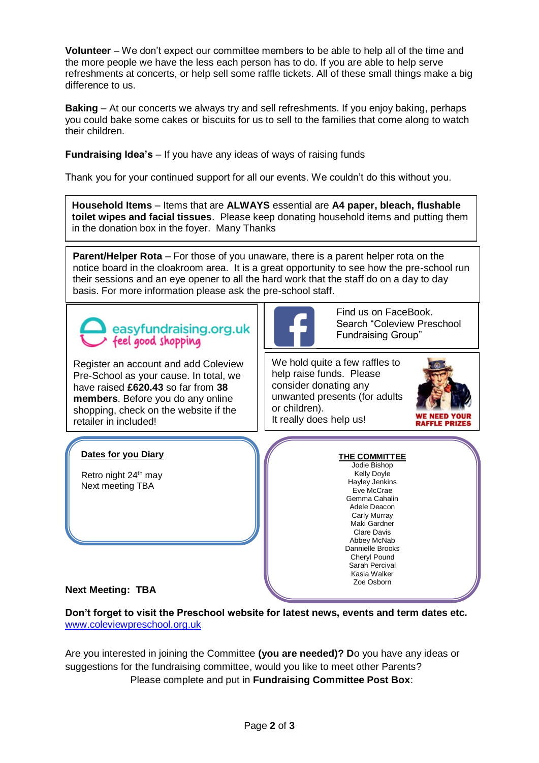**Volunteer** – We don't expect our committee members to be able to help all of the time and the more people we have the less each person has to do. If you are able to help serve refreshments at concerts, or help sell some raffle tickets. All of these small things make a big difference to us.

**Baking** – At our concerts we always try and sell refreshments. If you enjoy baking, perhaps you could bake some cakes or biscuits for us to sell to the families that come along to watch their children.

**Fundraising Idea's** – If you have any ideas of ways of raising funds

Thank you for your continued support for all our events. We couldn't do this without you.

**Household Items** – Items that are **ALWAYS** essential are **A4 paper, bleach, flushable toilet wipes and facial tissues**. Please keep donating household items and putting them in the donation box in the foyer. Many Thanks

**Parent/Helper Rota** – For those of you unaware, there is a parent helper rota on the notice board in the cloakroom area. It is a great opportunity to see how the pre-school run their sessions and an eye opener to all the hard work that the staff do on a day to day basis. For more information please ask the pre-school staff.

easyfundraising.org.uk
feel good shopping

Register an account and add Coleview Pre-School as your cause. In total, we have raised **£620.43** so far from **38 members**. Before you do any online shopping, check on the website if the retailer in included!

Find us on FaceBook. Search "Coleview Preschool Fundraising Group"

We hold quite a few raffles to help raise funds. Please consider donating any unwanted presents (for adults or children).
It really does help us!

WE NEED YOUR RAFFLE PRIZES

**Dates for you Diary**

Retro night 24th may
Next meeting TBA

**THE COMMITTEE**

Jodie Bishop
Kelly Doyle
Hayley Jenkins
Eve McCrae
Gemma Cahalin
Adele Deacon
Carly Murray
Maki Gardner
Clare Davis
Abbey McNab
Dannielle Brooks
Cheryl Pound
Sarah Percival
Kasia Walker
Zoe Osborn

**Next Meeting: TBA**

**Don't forget to visit the Preschool website for latest news, events and term dates etc.**
www.coleviewpreschool.org.uk

Are you interested in joining the Committee **(you are needed)? D**o you have any ideas or suggestions for the fundraising committee, would you like to meet other Parents?
Please complete and put in **Fundraising Committee Post Box**: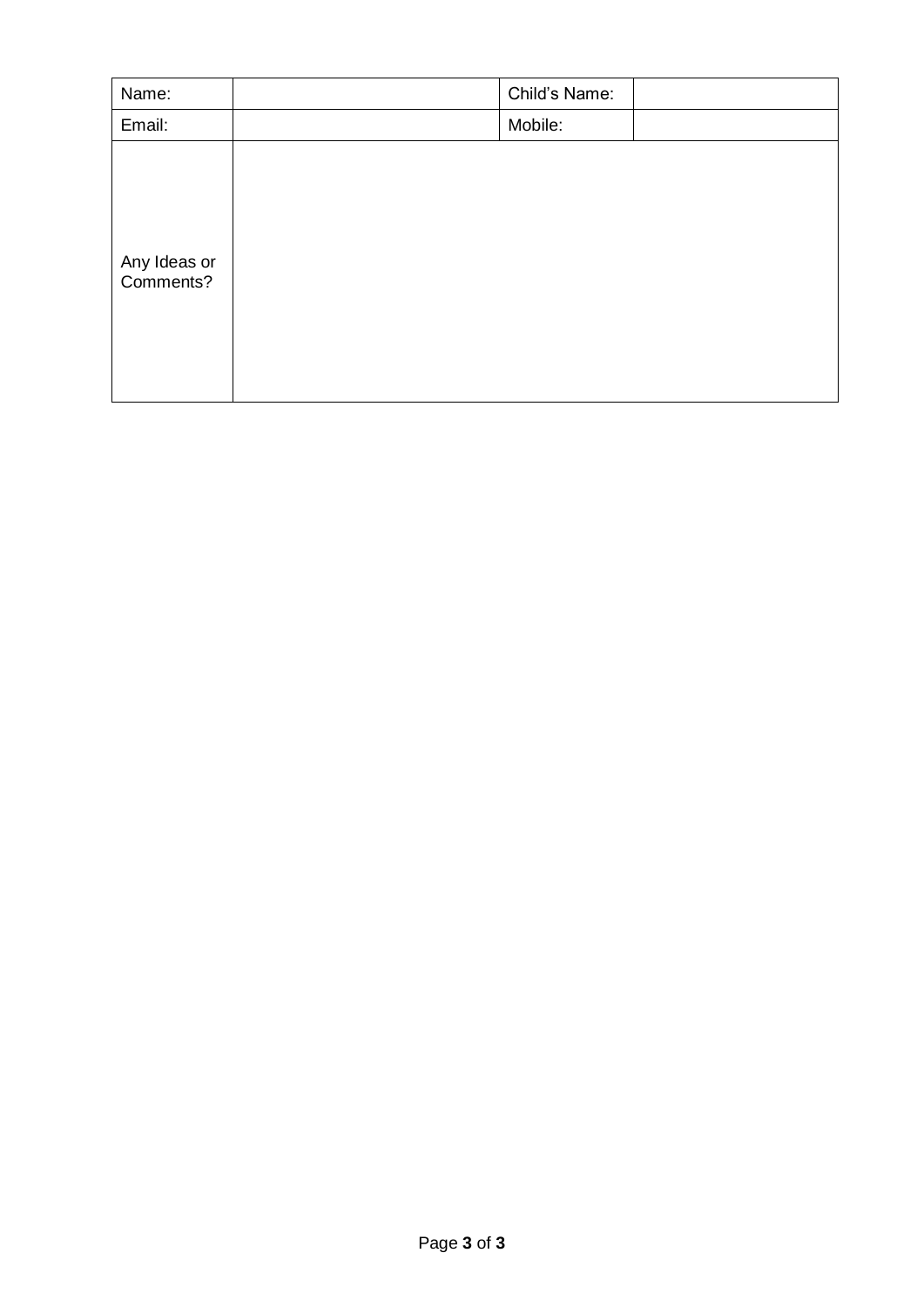| | | | |
|---|---|---|---|
| Name: | | Child's Name: | |
| Email: | | Mobile: | |
| Any Ideas or Comments? | | | |